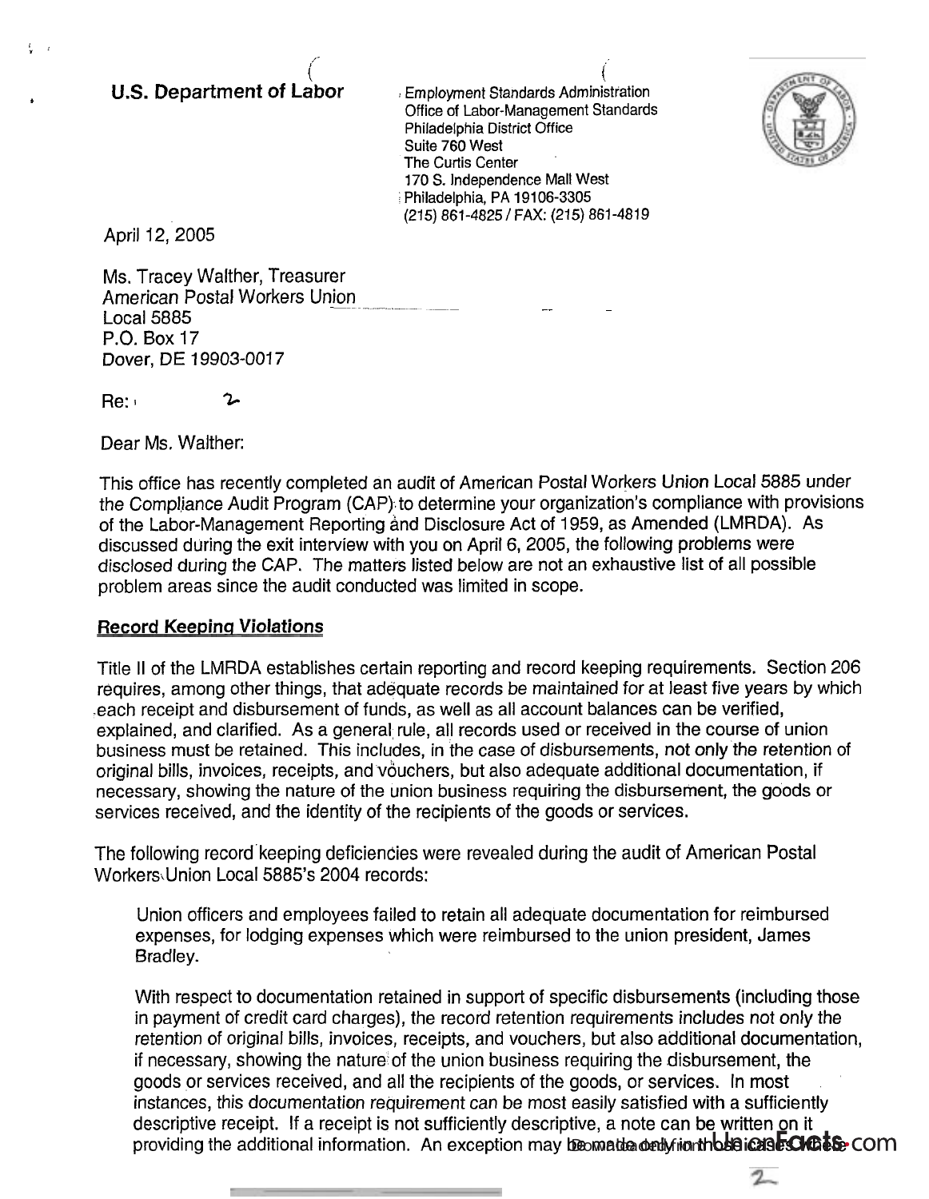**U.S. Department of Labor**

Employment Standards Administration
Office of Labor-Management Standards
Philadelphia District Office
Suite 760 West
The Curtis Center
170 S. Independence Mall West
Philadelphia, PA 19106-3305
(215) 861-4825 / FAX: (215) 861-4819

April 12, 2005

Ms. Tracey Walther, Treasurer
American Postal Workers Union
Local 5885
P.O. Box 17
Dover, DE 19903-0017

Re:

Dear Ms. Walther:

This office has recently completed an audit of American Postal Workers Union Local 5885 under the Compliance Audit Program (CAP) to determine your organization's compliance with provisions of the Labor-Management Reporting and Disclosure Act of 1959, as Amended (LMRDA). As discussed during the exit interview with you on April 6, 2005, the following problems were disclosed during the CAP. The matters listed below are not an exhaustive list of all possible problem areas since the audit conducted was limited in scope.

## Record Keeping Violations

Title II of the LMRDA establishes certain reporting and record keeping requirements. Section 206 requires, among other things, that adequate records be maintained for at least five years by which each receipt and disbursement of funds, as well as all account balances can be verified, explained, and clarified. As a general rule, all records used or received in the course of union business must be retained. This includes, in the case of disbursements, not only the retention of original bills, invoices, receipts, and vouchers, but also adequate additional documentation, if necessary, showing the nature of the union business requiring the disbursement, the goods or services received, and the identity of the recipients of the goods or services.

The following record keeping deficiencies were revealed during the audit of American Postal Workers Union Local 5885's 2004 records:

> Union officers and employees failed to retain all adequate documentation for reimbursed expenses, for lodging expenses which were reimbursed to the union president, James Bradley.
>
> With respect to documentation retained in support of specific disbursements (including those in payment of credit card charges), the record retention requirements includes not only the retention of original bills, invoices, receipts, and vouchers, but also additional documentation, if necessary, showing the nature of the union business requiring the disbursement, the goods or services received, and all the recipients of the goods, or services. In most instances, this documentation requirement can be most easily satisfied with a sufficiently descriptive receipt. If a receipt is not sufficiently descriptive, a note can be written on it providing the additional information. An exception may be made only in those cases where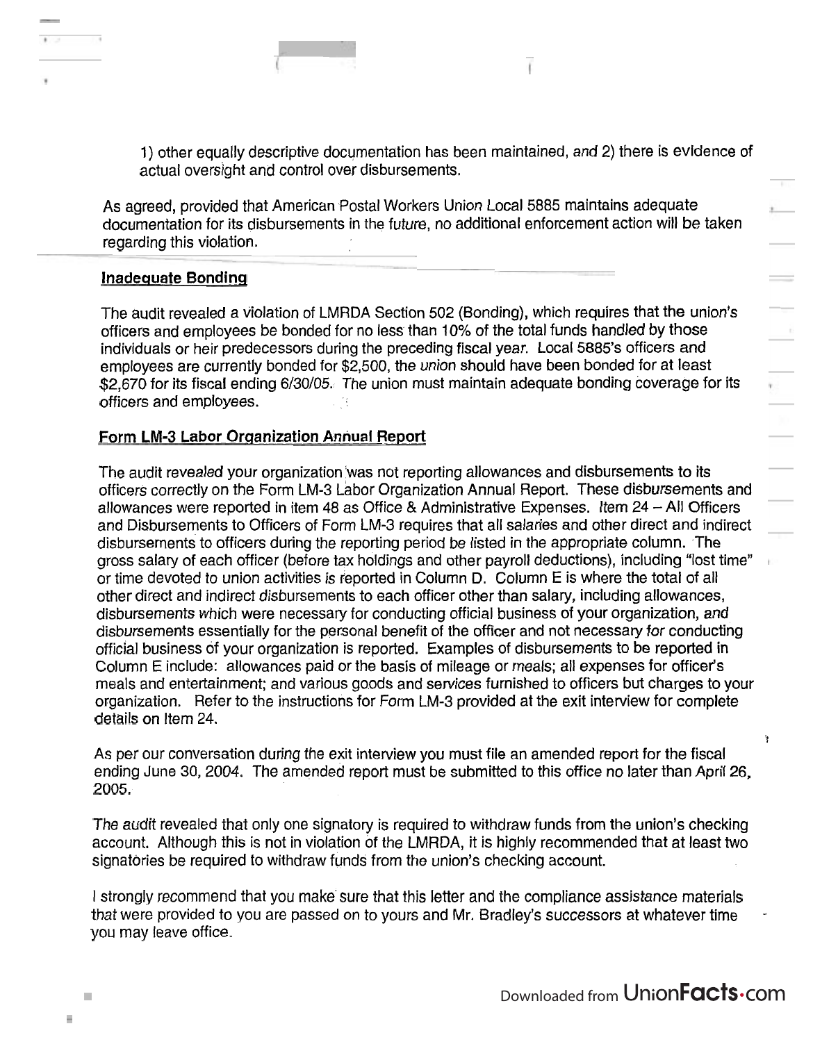1) other equally descriptive documentation has been maintained, and 2) there is evidence of actual oversight and control over disbursements.

As agreed, provided that American Postal Workers Union Local 5885 maintains adequate documentation for its disbursements in the future, no additional enforcement action will be taken regarding this violation.

**Inadequate Bonding**

The audit revealed a violation of LMRDA Section 502 (Bonding), which requires that the union's officers and employees be bonded for no less than 10% of the total funds handled by those individuals or heir predecessors during the preceding fiscal year. Local 5885's officers and employees are currently bonded for $2,500, the union should have been bonded for at least $2,670 for its fiscal ending 6/30/05. The union must maintain adequate bonding coverage for its officers and employees.

**Form LM-3 Labor Organization Annual Report**

The audit revealed your organization was not reporting allowances and disbursements to its officers correctly on the Form LM-3 Labor Organization Annual Report. These disbursements and allowances were reported in item 48 as Office & Administrative Expenses. Item 24 – All Officers and Disbursements to Officers of Form LM-3 requires that all salaries and other direct and indirect disbursements to officers during the reporting period be listed in the appropriate column. The gross salary of each officer (before tax holdings and other payroll deductions), including "lost time" or time devoted to union activities is reported in Column D. Column E is where the total of all other direct and indirect disbursements to each officer other than salary, including allowances, disbursements which were necessary for conducting official business of your organization, and disbursements essentially for the personal benefit of the officer and not necessary for conducting official business of your organization is reported. Examples of disbursements to be reported in Column E include: allowances paid or the basis of mileage or meals; all expenses for officer's meals and entertainment; and various goods and services furnished to officers but charges to your organization. Refer to the instructions for Form LM-3 provided at the exit interview for complete details on Item 24.

As per our conversation during the exit interview you must file an amended report for the fiscal ending June 30, 2004. The amended report must be submitted to this office no later than April 26, 2005.

The audit revealed that only one signatory is required to withdraw funds from the union's checking account. Although this is not in violation of the LMRDA, it is highly recommended that at least two signatories be required to withdraw funds from the union's checking account.

I strongly recommend that you make sure that this letter and the compliance assistance materials that were provided to you are passed on to yours and Mr. Bradley's successors at whatever time you may leave office.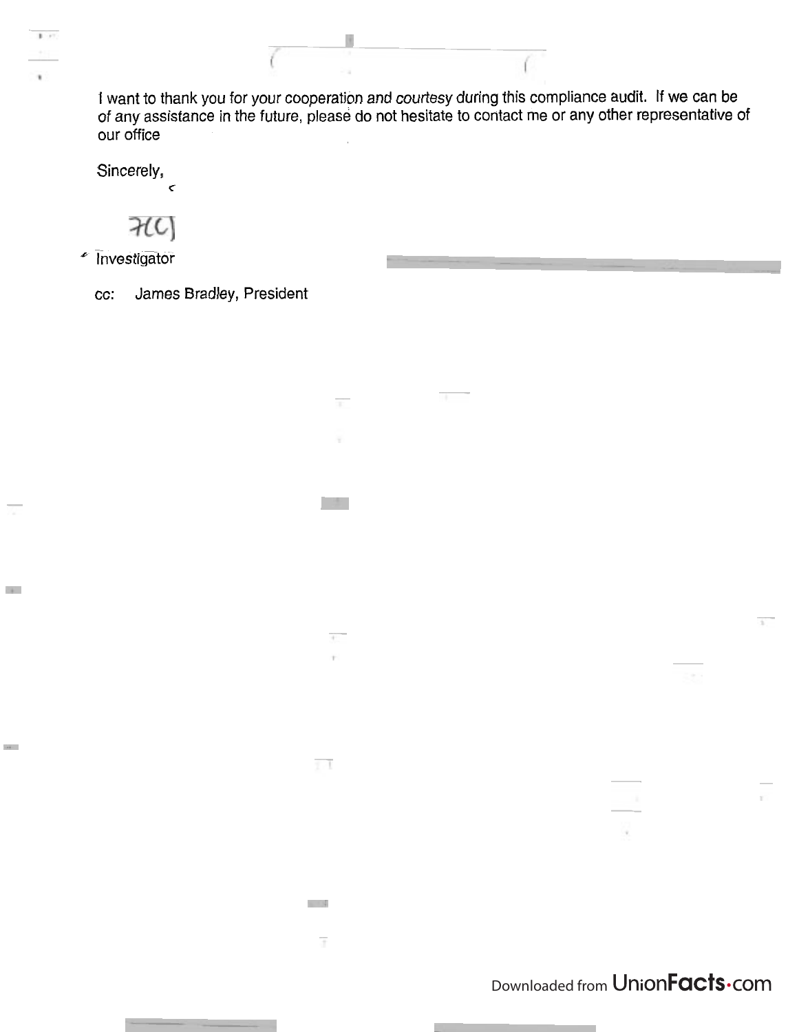I want to thank you for your cooperation and courtesy during this compliance audit. If we can be of any assistance in the future, please do not hesitate to contact me or any other representative of our office

Sincerely,

7(C)

Investigator

cc: James Bradley, President